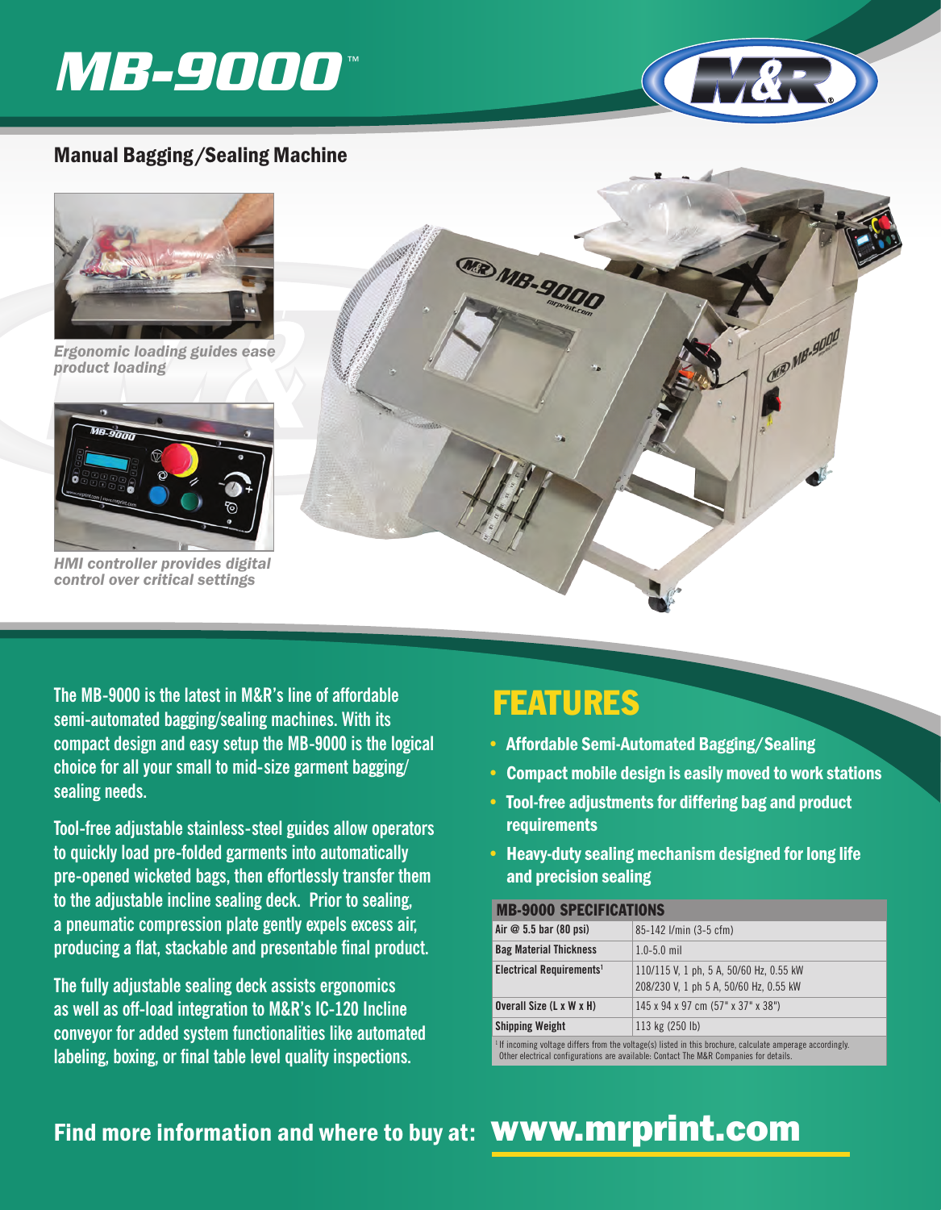# MB-9000™

## Manual Bagging/Sealing Machine

*Ergonomic loading guides ease product loading*

*HMI controller provides digital control over critical settings*

**The MB-9000 is the latest in M&R's line of affordable semi-automated bagging/sealing machines. With its compact design and easy setup the MB-9000 is the logical choice for all your small to mid-size garment bagging/sealing needs.**

**Tool-free adjustable stainless-steel guides allow operators to quickly load pre-folded garments into automatically pre-opened wicketed bags, then effortlessly transfer them to the adjustable incline sealing deck. Prior to sealing, a pneumatic compression plate gently expels excess air, producing a flat, stackable and presentable final product.**

**The fully adjustable sealing deck assists ergonomics as well as off-load integration to M&R's IC-120 Incline conveyor for added system functionalities like automated labeling, boxing, or final table level quality inspections.**

## FEATURES

- **Affordable Semi-Automated Bagging/Sealing**
- **Compact mobile design is easily moved to work stations**
- **Tool-free adjustments for differing bag and product requirements**
- **Heavy-duty sealing mechanism designed for long life and precision sealing**

| MB-9000 SPECIFICATIONS | |
|---|---|
| Air @ 5.5 bar (80 psi) | 85-142 l/min (3-5 cfm) |
| Bag Material Thickness | 1.0-5.0 mil |
| Electrical Requirements[1] | 110/115 V, 1 ph, 5 A, 50/60 Hz, 0.55 kW<br>208/230 V, 1 ph 5 A, 50/60 Hz, 0.55 kW |
| Overall Size (L x W x H) | 145 x 94 x 97 cm (57" x 37" x 38") |
| Shipping Weight | 113 kg (250 lb) |

[1] If incoming voltage differs from the voltage(s) listed in this brochure, calculate amperage accordingly. Other electrical configurations are available: Contact The M&R Companies for details.

**Find more information and where to buy at: www.mrprint.com**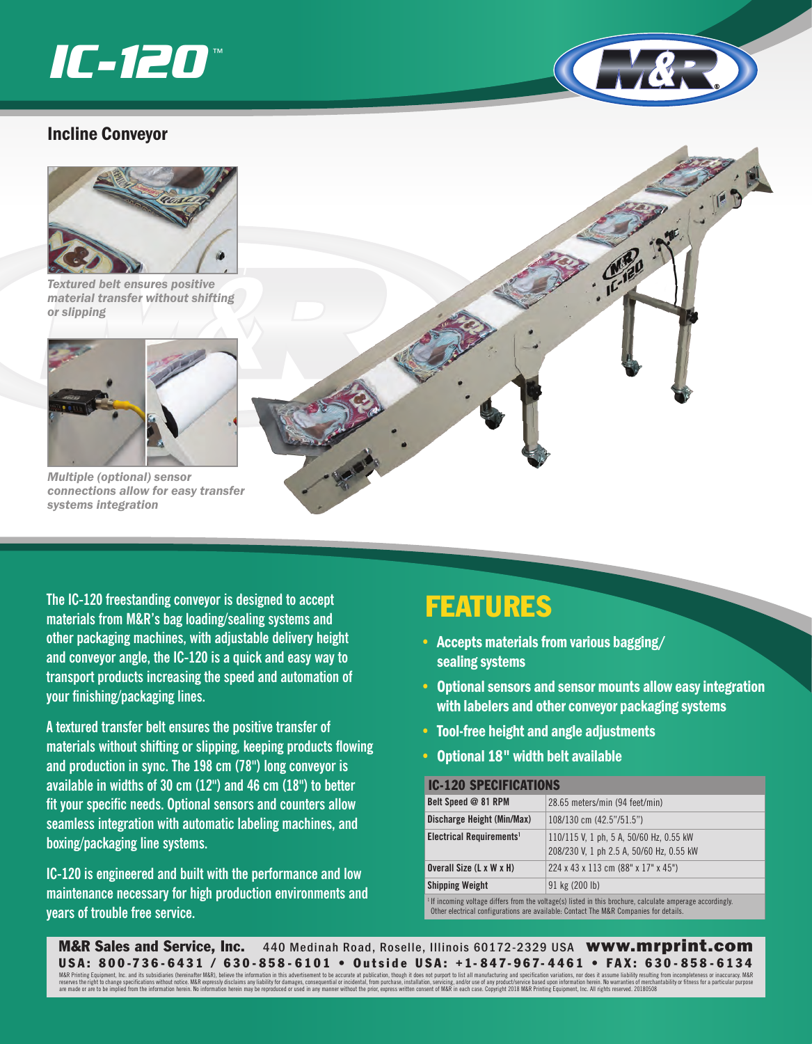# IC-120™

## Incline Conveyor

*Textured belt ensures positive material transfer without shifting or slipping*

*Multiple (optional) sensor connections allow for easy transfer systems integration*

The IC-120 freestanding conveyor is designed to accept materials from M&R's bag loading/sealing systems and other packaging machines, with adjustable delivery height and conveyor angle, the IC-120 is a quick and easy way to transport products increasing the speed and automation of your finishing/packaging lines.

A textured transfer belt ensures the positive transfer of materials without shifting or slipping, keeping products flowing and production in sync. The 198 cm (78") long conveyor is available in widths of 30 cm (12") and 46 cm (18") to better fit your specific needs. Optional sensors and counters allow seamless integration with automatic labeling machines, and boxing/packaging line systems.

IC-120 is engineered and built with the performance and low maintenance necessary for high production environments and years of trouble free service.

## FEATURES

- Accepts materials from various bagging/ sealing systems
- Optional sensors and sensor mounts allow easy integration with labelers and other conveyor packaging systems
- Tool-free height and angle adjustments
- Optional 18" width belt available

| IC-120 SPECIFICATIONS | |
|---|---|
| Belt Speed @ 81 RPM | 28.65 meters/min (94 feet/min) |
| Discharge Height (Min/Max) | 108/130 cm (42.5"/51.5") |
| Electrical Requirements[1] | 110/115 V, 1 ph, 5 A, 50/60 Hz, 0.55 kW<br>208/230 V, 1 ph 2.5 A, 50/60 Hz, 0.55 kW |
| Overall Size (L x W x H) | 224 x 43 x 113 cm (88" x 17" x 45") |
| Shipping Weight | 91 kg (200 lb) |

[1] If incoming voltage differs from the voltage(s) listed in this brochure, calculate amperage accordingly. Other electrical configurations are available: Contact The M&R Companies for details.

**M&R Sales and Service, Inc.** 440 Medinah Road, Roselle, Illinois 60172-2329 USA **www.mrprint.com**
**USA: 800-736-6431 / 630-858-6101 • Outside USA: +1-847-967-4461 • FAX: 630-858-6134**

M&R Printing Equipment, Inc. and its subsidiaries (hereinafter M&R), believe the information in this advertisement to be accurate at publication, though it does not purport to list all manufacturing and specification variations, nor does it assume liability resulting from incompleteness or inaccuracy. M&R reserves the right to change specifications without notice. M&R expressly disclaims any liability for damages, consequential or incidental, from purchase, installation, servicing, and/or use of any product/service based upon information herein. No warranties of merchantability or fitness for a particular purpose are made or are to be implied from the information herein. No information herein may be reproduced or used in any manner without the prior, express written consent of M&R in each case. Copyright 2018 M&R Printing Equipment, Inc. All rights reserved. 20180508